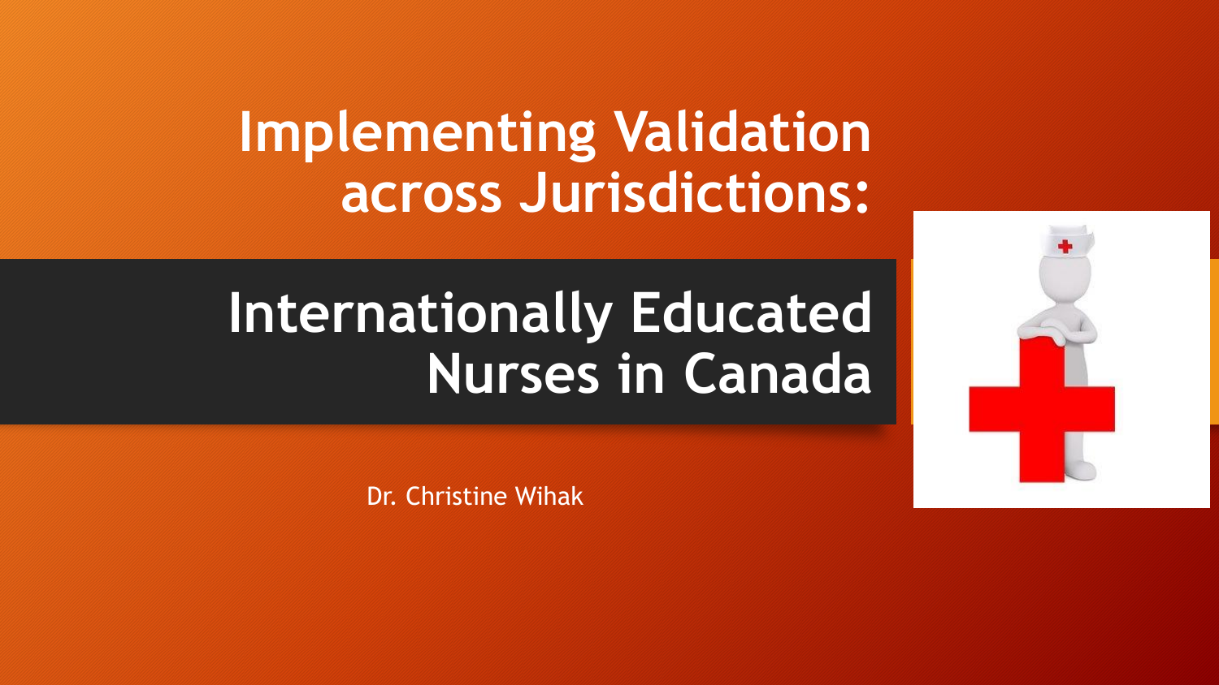# Implementing Validation across Jurisdictions:

## Internationally Educated Nurses in Canada

Dr. Christine Wihak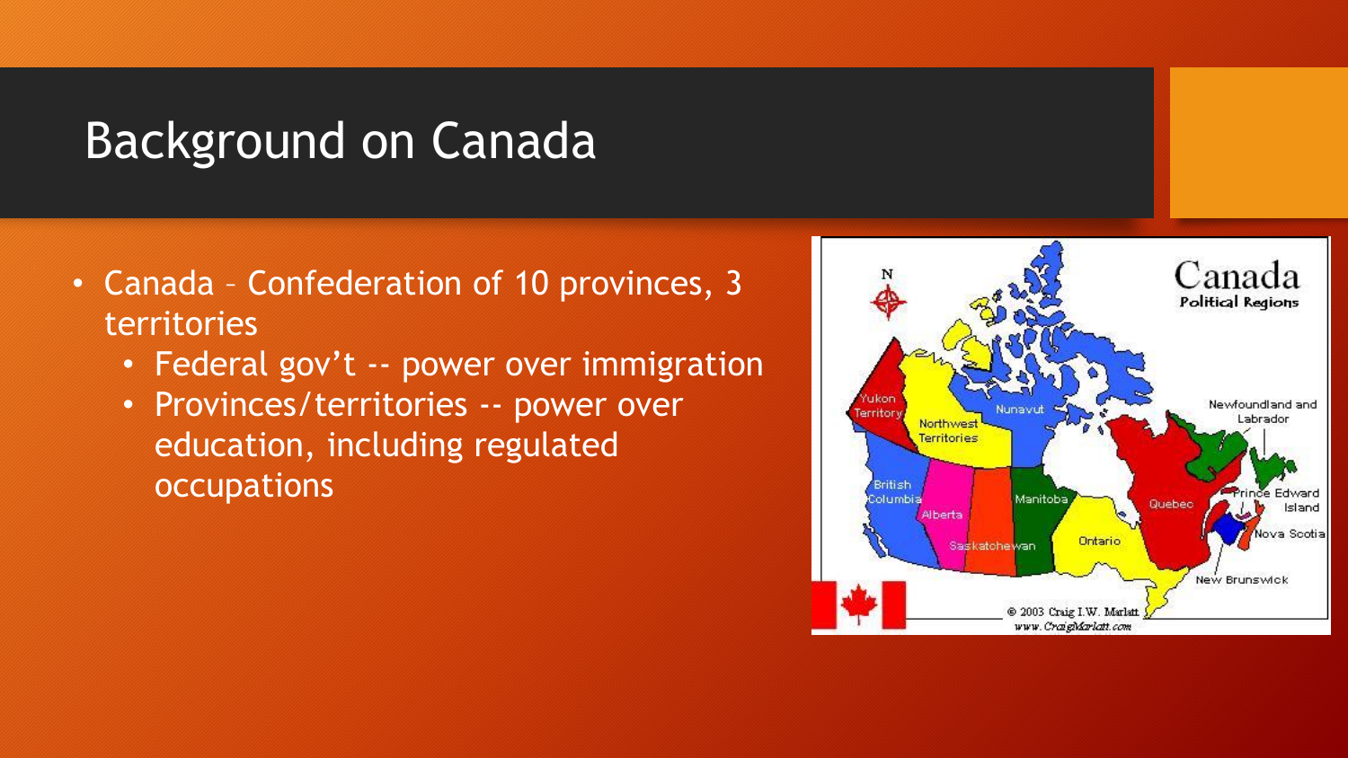# Background on Canada

- Canada – Confederation of 10 provinces, 3 territories
  - Federal gov't -- power over immigration
  - Provinces/territories -- power over education, including regulated occupations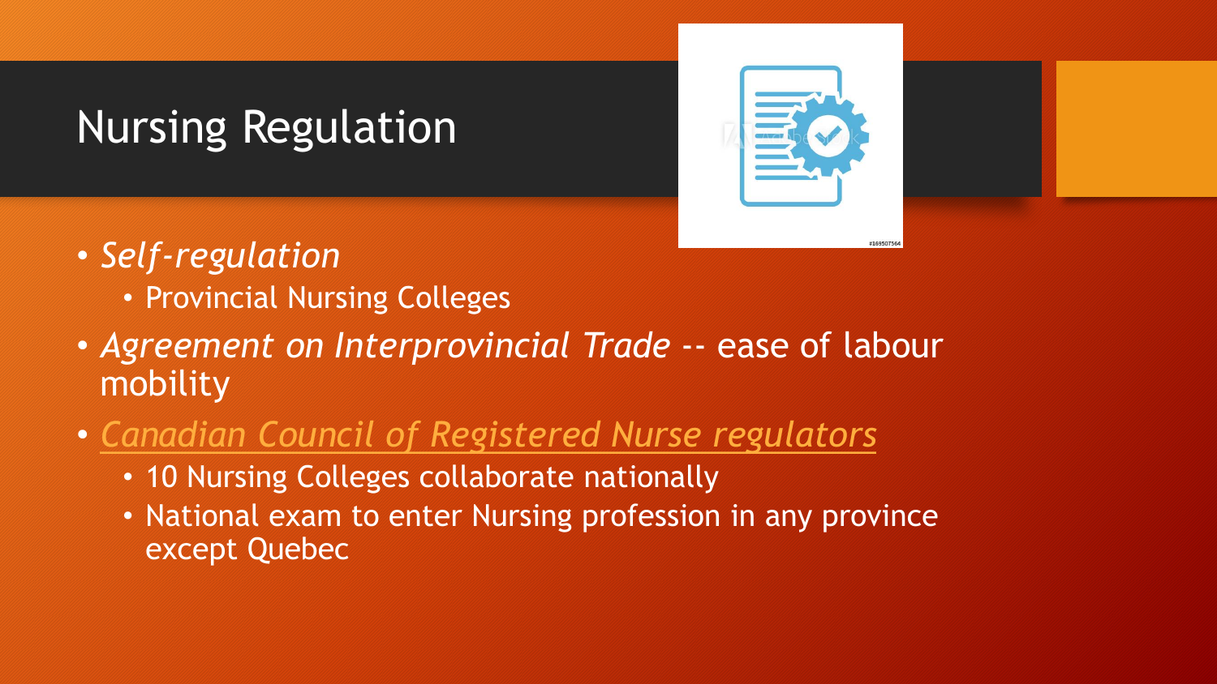# Nursing Regulation

- *Self-regulation*
  - Provincial Nursing Colleges
- *Agreement on Interprovincial Trade* -- ease of labour mobility
- *Canadian Council of Registered Nurse regulators*
  - 10 Nursing Colleges collaborate nationally
  - National exam to enter Nursing profession in any province except Quebec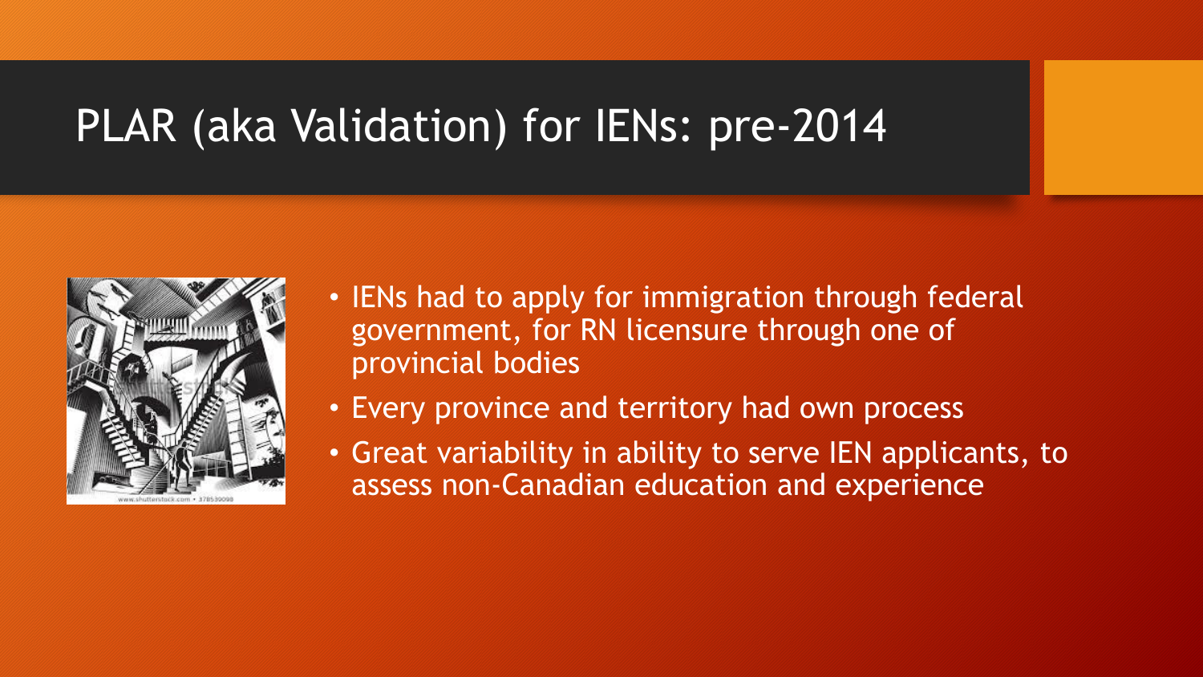# PLAR (aka Validation) for IENs: pre-2014

- IENs had to apply for immigration through federal government, for RN licensure through one of provincial bodies
- Every province and territory had own process
- Great variability in ability to serve IEN applicants, to assess non-Canadian education and experience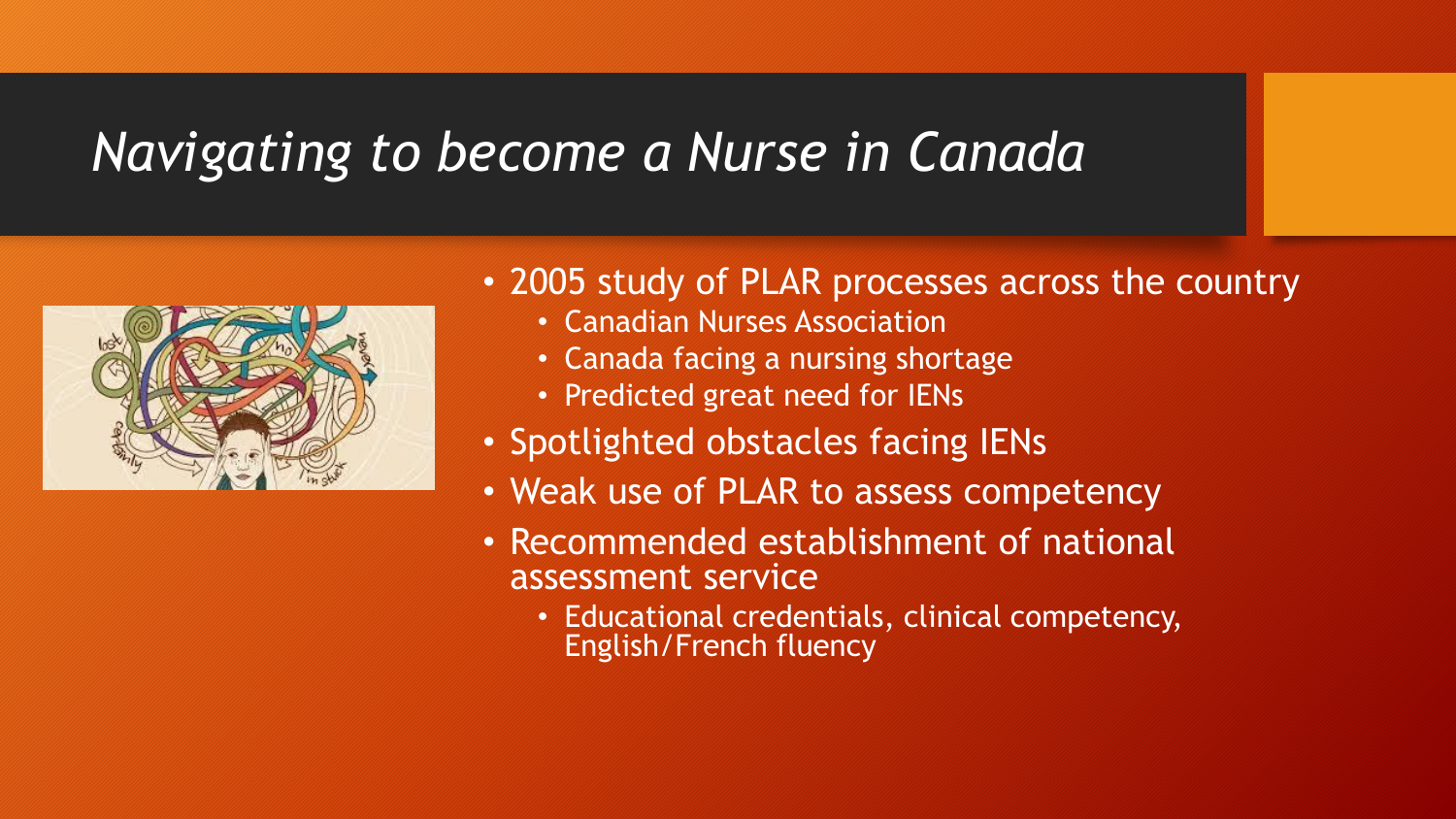# *Navigating to become a Nurse in Canada*

- 2005 study of PLAR processes across the country
  - Canadian Nurses Association
  - Canada facing a nursing shortage
  - Predicted great need for IENs
- Spotlighted obstacles facing IENs
- Weak use of PLAR to assess competency
- Recommended establishment of national assessment service
  - Educational credentials, clinical competency, English/French fluency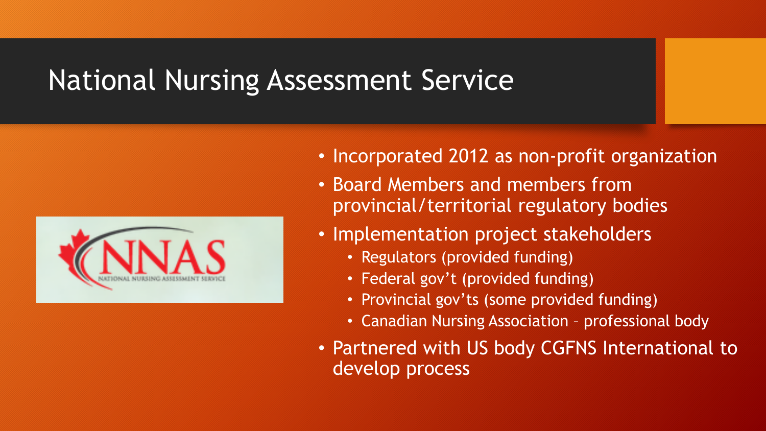# National Nursing Assessment Service

- Incorporated 2012 as non-profit organization
- Board Members and members from provincial/territorial regulatory bodies
- Implementation project stakeholders
  - Regulators (provided funding)
  - Federal gov't (provided funding)
  - Provincial gov'ts (some provided funding)
  - Canadian Nursing Association – professional body
- Partnered with US body CGFNS International to develop process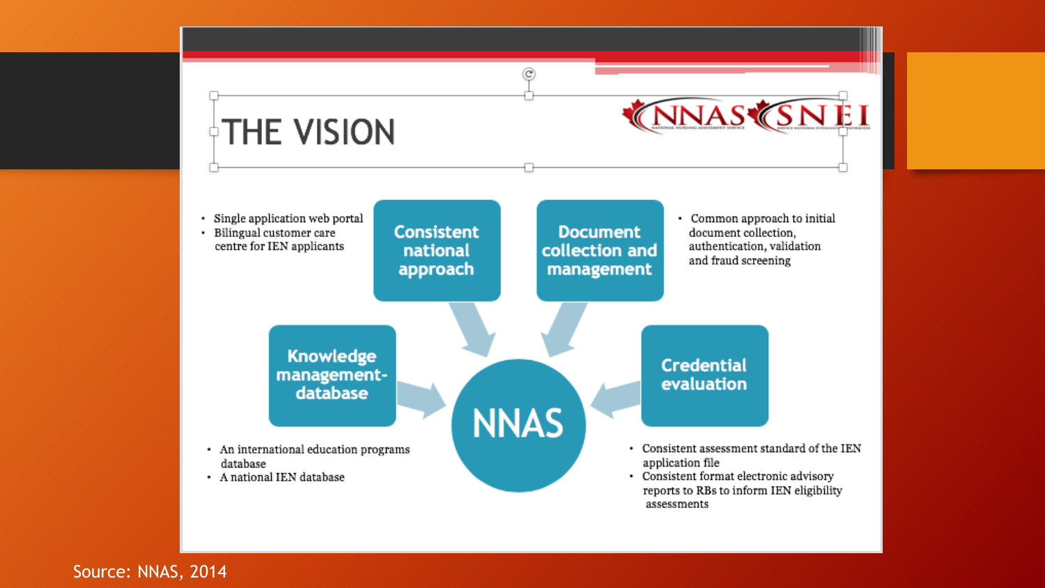# THE VISION

NNAS SNEI

**Consistent national approach**

- Single application web portal
- Bilingual customer care centre for IEN applicants

**Document collection and management**

- Common approach to initial document collection, authentication, validation and fraud screening

**Knowledge management-database**

- An international education programs database
- A national IEN database

**Credential evaluation**

- Consistent assessment standard of the IEN application file
- Consistent format electronic advisory reports to RBs to inform IEN eligibility assessments

**NNAS**

Source: NNAS, 2014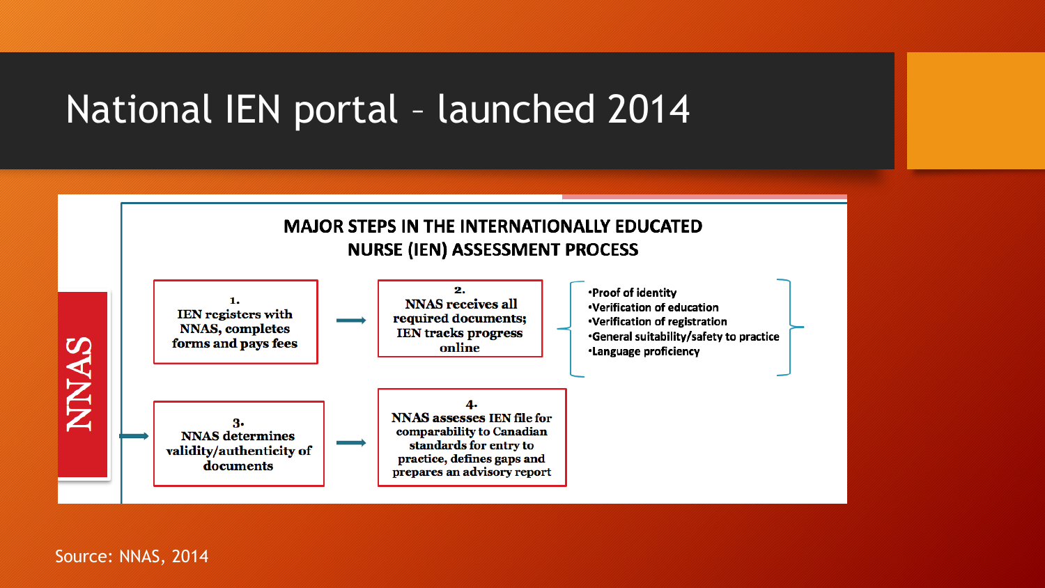# National IEN portal – launched 2014

**MAJOR STEPS IN THE INTERNATIONALLY EDUCATED NURSE (IEN) ASSESSMENT PROCESS**

NNAS

**1.**
**IEN registers with NNAS, completes forms and pays fees**

→

**2.**
**NNAS receives all required documents; IEN tracks progress online**

- **Proof of identity**
- **Verification of education**
- **Verification of registration**
- **General suitability/safety to practice**
- **Language proficiency**

→

**3.**
**NNAS determines validity/authenticity of documents**

→

**4.**
**NNAS assesses IEN file for comparability to Canadian standards for entry to practice, defines gaps and prepares an advisory report**

Source: NNAS, 2014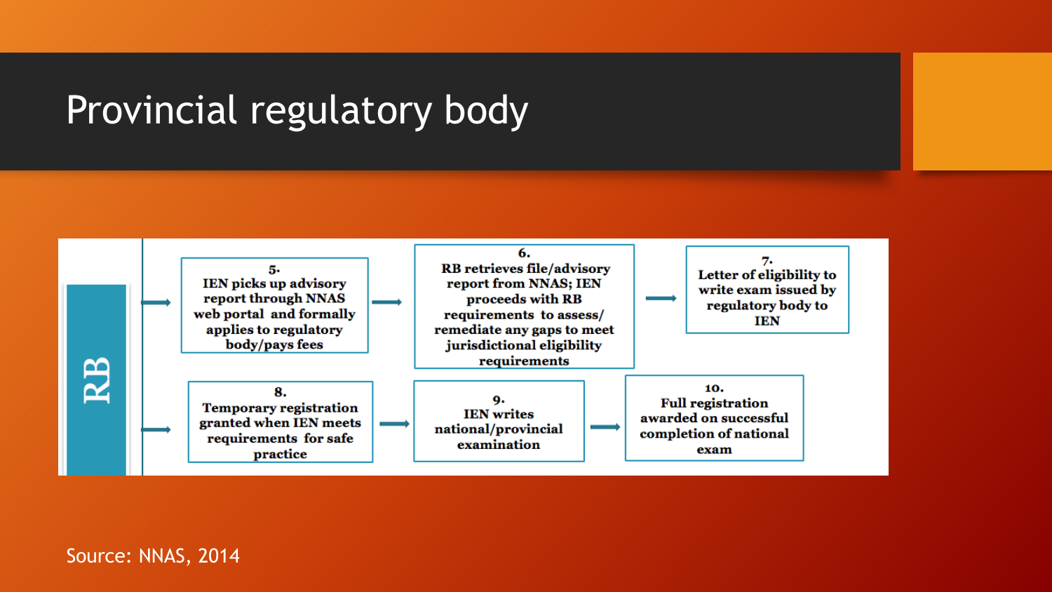# Provincial regulatory body

**RB**

**5.** IEN picks up advisory report through NNAS web portal and formally applies to regulatory body/pays fees

→ **6.** RB retrieves file/advisory report from NNAS; IEN proceeds with RB requirements to assess/ remediate any gaps to meet jurisdictional eligibility requirements

→ **7.** Letter of eligibility to write exam issued by regulatory body to IEN

**8.** Temporary registration granted when IEN meets requirements for safe practice

→ **9.** IEN writes national/provincial examination

→ **10.** Full registration awarded on successful completion of national exam

Source: NNAS, 2014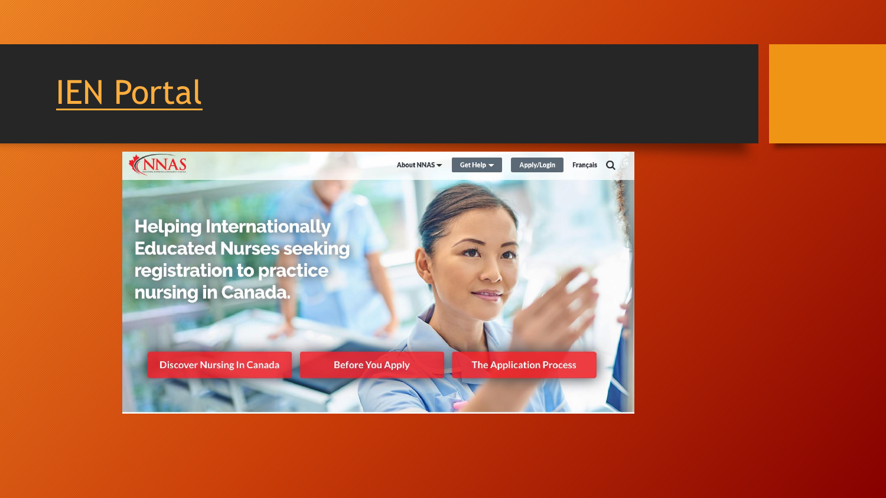# IEN Portal

NNAS

About NNAS | Get Help | Apply/Login | Français

Helping Internationally Educated Nurses seeking registration to practice nursing in Canada.

Discover Nursing In Canada | Before You Apply | The Application Process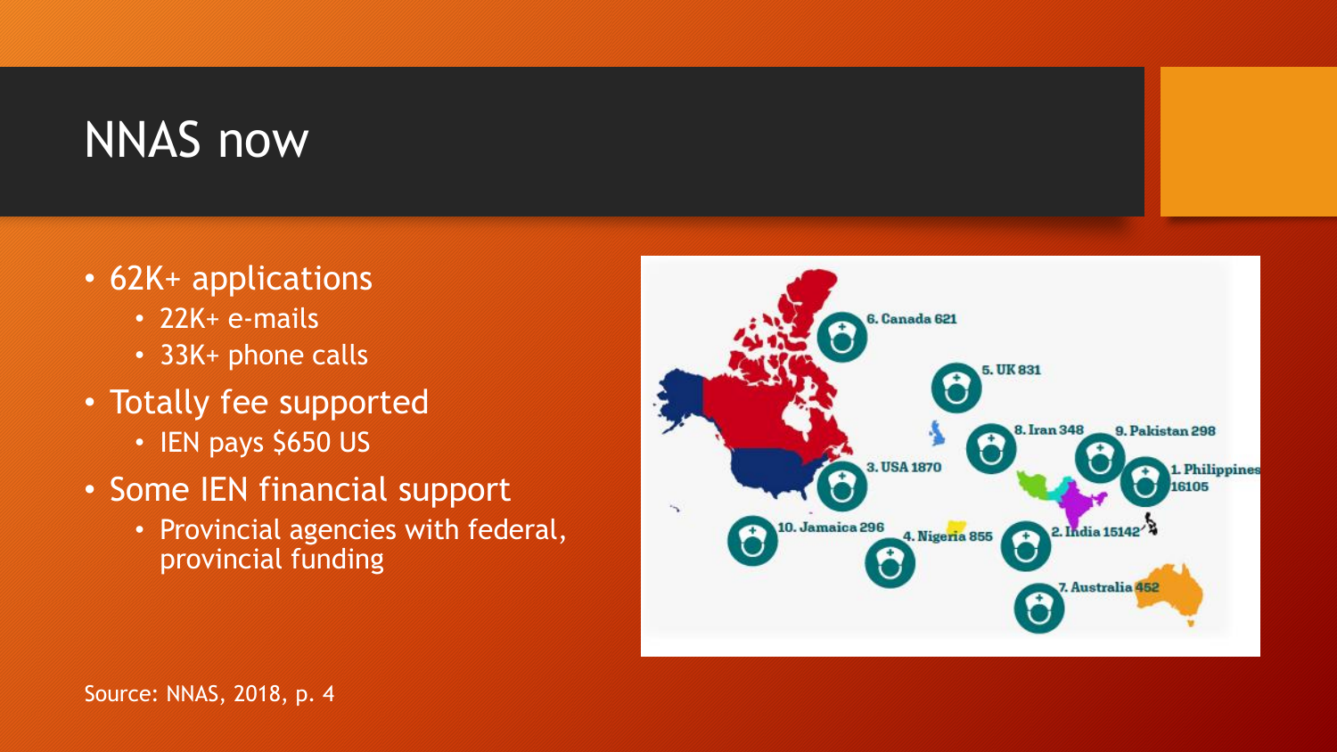# NNAS now

- 62K+ applications
  - 22K+ e-mails
  - 33K+ phone calls
- Totally fee supported
  - IEN pays $650 US
- Some IEN financial support
  - Provincial agencies with federal, provincial funding

Source: NNAS, 2018, p. 4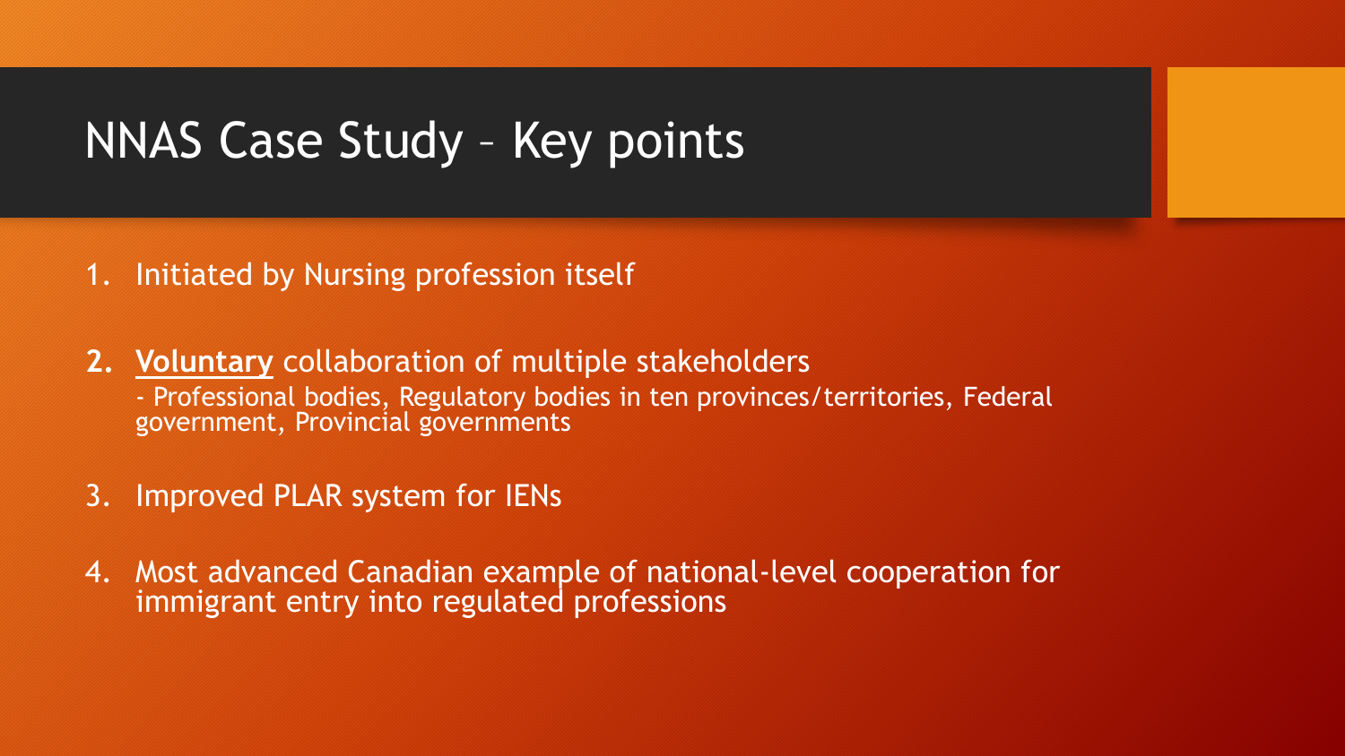# NNAS Case Study – Key points

1. Initiated by Nursing profession itself

2. **<u>Voluntary</u>** collaboration of multiple stakeholders
   - Professional bodies, Regulatory bodies in ten provinces/territories, Federal government, Provincial governments

3. Improved PLAR system for IENs

4. Most advanced Canadian example of national-level cooperation for immigrant entry into regulated professions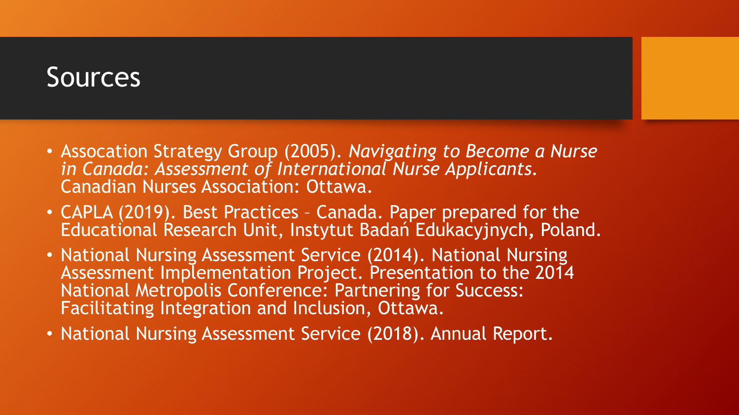# Sources

- Assocation Strategy Group (2005). *Navigating to Become a Nurse in Canada: Assessment of International Nurse Applicants.* Canadian Nurses Association: Ottawa.
- CAPLA (2019). Best Practices – Canada. Paper prepared for the Educational Research Unit, Instytut Badań Edukacyjnych, Poland.
- National Nursing Assessment Service (2014). National Nursing Assessment Implementation Project. Presentation to the 2014 National Metropolis Conference: Partnering for Success: Facilitating Integration and Inclusion, Ottawa.
- National Nursing Assessment Service (2018). Annual Report.